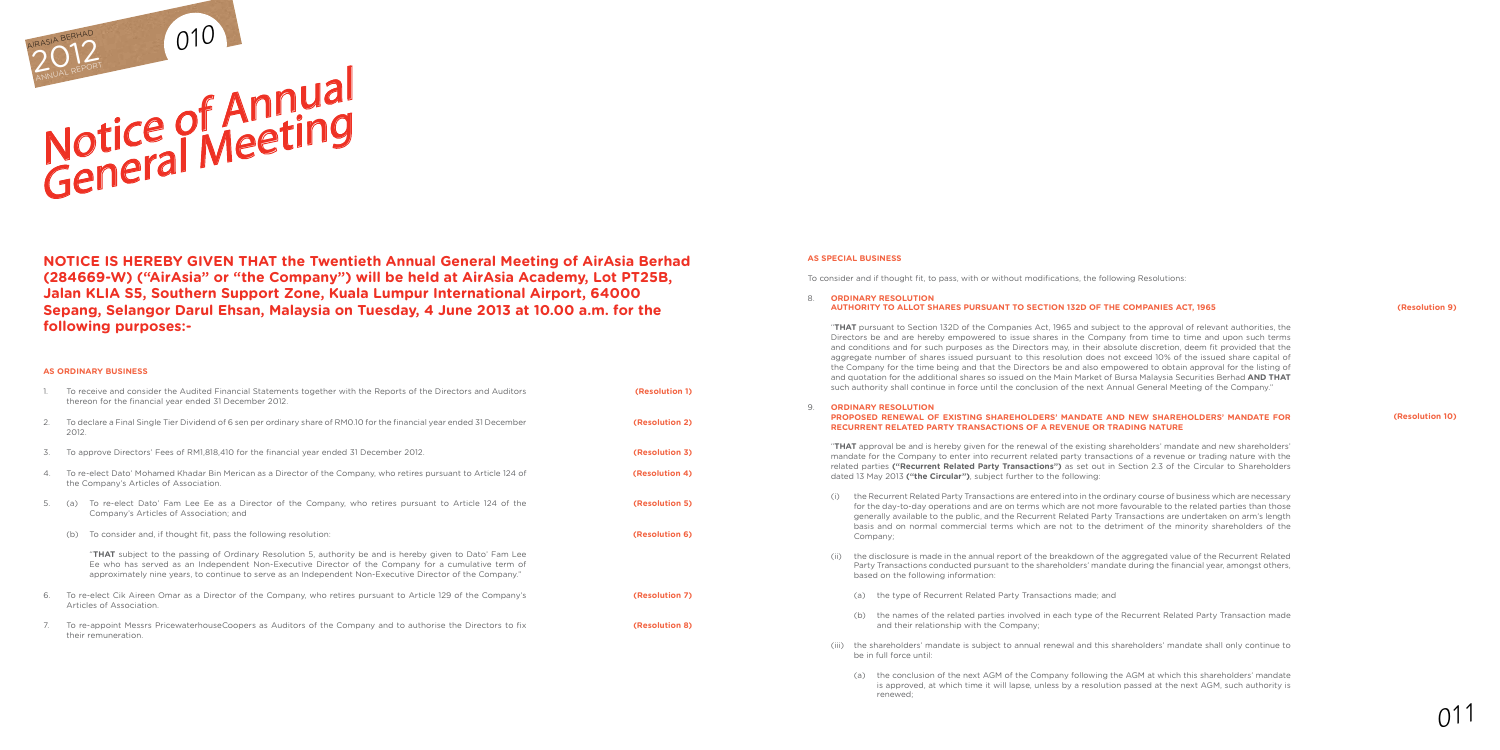# Notice of Annual General Meeting

**NOTICE IS HEREBY GIVEN THAT the Twentieth Annual General Meeting of AirAsia Berhad (284669-W) ("AirAsia" or "the Company") will be held at AirAsia Academy, Lot PT25B, Jalan KLIA S5, Southern Support Zone, Kuala Lumpur International Airport, 64000 Sepang, Selangor Darul Ehsan, Malaysia on Tuesday, 4 June 2013 at 10.00 a.m. for the following purposes:-**

## AS ORDINARY BUSINESS

1. To receive and consider the Audited Financial Statements together with the Reports of the Directors and Auditors thereon for the financial year ended 31 December 2012. **(Resolution 1)**

2. To declare a Final Single Tier Dividend of 6 sen per ordinary share of RM0.10 for the financial year ended 31 December 2012. **(Resolution 2)**

3. To approve Directors' Fees of RM1,818,410 for the financial year ended 31 December 2012. **(Resolution 3)**

4. To re-elect Dato' Mohamed Khadar Bin Merican as a Director of the Company, who retires pursuant to Article 124 of the Company's Articles of Association. **(Resolution 4)**

5. (a) To re-elect Dato' Fam Lee Ee as a Director of the Company, who retires pursuant to Article 124 of the Company's Articles of Association; and **(Resolution 5)**

   (b) To consider and, if thought fit, pass the following resolution: **(Resolution 6)**

   "**THAT** subject to the passing of Ordinary Resolution 5, authority be and is hereby given to Dato' Fam Lee Ee who has served as an Independent Non-Executive Director of the Company for a cumulative term of approximately nine years, to continue to serve as an Independent Non-Executive Director of the Company."

6. To re-elect Cik Aireen Omar as a Director of the Company, who retires pursuant to Article 129 of the Company's Articles of Association. **(Resolution 7)**

7. To re-appoint Messrs PricewaterhouseCoopers as Auditors of the Company and to authorise the Directors to fix their remuneration. **(Resolution 8)**

## AS SPECIAL BUSINESS

To consider and if thought fit, to pass, with or without modifications, the following Resolutions:

8. **ORDINARY RESOLUTION**
   **AUTHORITY TO ALLOT SHARES PURSUANT TO SECTION 132D OF THE COMPANIES ACT, 1965** **(Resolution 9)**

   "**THAT** pursuant to Section 132D of the Companies Act, 1965 and subject to the approval of relevant authorities, the Directors be and are hereby empowered to issue shares in the Company from time to time and upon such terms and conditions and for such purposes as the Directors may, in their absolute discretion, deem fit provided that the aggregate number of shares issued pursuant to this resolution does not exceed 10% of the issued share capital of the Company for the time being and that the Directors be and also empowered to obtain approval for the listing of and quotation for the additional shares so issued on the Main Market of Bursa Malaysia Securities Berhad **AND THAT** such authority shall continue in force until the conclusion of the next Annual General Meeting of the Company."

9. **ORDINARY RESOLUTION**
   **PROPOSED RENEWAL OF EXISTING SHAREHOLDERS' MANDATE AND NEW SHAREHOLDERS' MANDATE FOR RECURRENT RELATED PARTY TRANSACTIONS OF A REVENUE OR TRADING NATURE** **(Resolution 10)**

   "**THAT** approval be and is hereby given for the renewal of the existing shareholders' mandate and new shareholders' mandate for the Company to enter into recurrent related party transactions of a revenue or trading nature with the related parties **("Recurrent Related Party Transactions")** as set out in Section 2.3 of the Circular to Shareholders dated 13 May 2013 **("the Circular")**, subject further to the following:

   (i) the Recurrent Related Party Transactions are entered into in the ordinary course of business which are necessary for the day-to-day operations and are on terms which are not more favourable to the related parties than those generally available to the public, and the Recurrent Related Party Transactions are undertaken on arm's length basis and on normal commercial terms which are not to the detriment of the minority shareholders of the Company;

   (ii) the disclosure is made in the annual report of the breakdown of the aggregated value of the Recurrent Related Party Transactions conducted pursuant to the shareholders' mandate during the financial year, amongst others, based on the following information:

   (a) the type of Recurrent Related Party Transactions made; and

   (b) the names of the related parties involved in each type of the Recurrent Related Party Transaction made and their relationship with the Company;

   (iii) the shareholders' mandate is subject to annual renewal and this shareholders' mandate shall only continue to be in full force until:

   (a) the conclusion of the next AGM of the Company following the AGM at which this shareholders' mandate is approved, at which time it will lapse, unless by a resolution passed at the next AGM, such authority is renewed;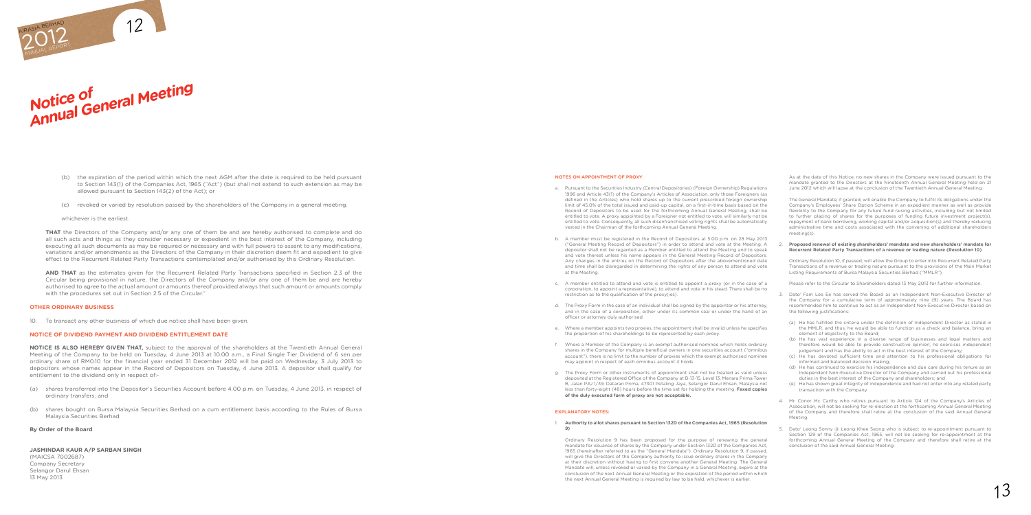# Notice of Annual General Meeting

(b) the expiration of the period within which the next AGM after the date is required to be held pursuant to Section 143(1) of the Companies Act, 1965 ("Act") (but shall not extend to such extension as may be allowed pursuant to Section 143(2) of the Act); or

(c) revoked or varied by resolution passed by the shareholders of the Company in a general meeting,

whichever is the earliest.

**THAT** the Directors of the Company and/or any one of them be and are hereby authorised to complete and do all such acts and things as they consider necessary or expedient in the best interest of the Company, including executing all such documents as may be required or necessary and with full powers to assent to any modifications, variations and/or amendments as the Directors of the Company in their discretion deem fit and expedient to give effect to the Recurrent Related Party Transactions contemplated and/or authorised by this Ordinary Resolution.

**AND THAT** as the estimates given for the Recurrent Related Party Transactions specified in Section 2.3 of the Circular being provisional in nature, the Directors of the Company and/or any one of them be and are hereby authorised to agree to the actual amount or amounts thereof provided always that such amount or amounts comply with the procedures set out in Section 2.5 of the Circular."

## OTHER ORDINARY BUSINESS

10. To transact any other business of which due notice shall have been given.

## NOTICE OF DIVIDEND PAYMENT AND DIVIDEND ENTITLEMENT DATE

**NOTICE IS ALSO HEREBY GIVEN THAT,** subject to the approval of the shareholders at the Twentieth Annual General Meeting of the Company to be held on Tuesday, 4 June 2013 at 10.00 a.m., a Final Single Tier Dividend of 6 sen per ordinary share of RM0.10 for the financial year ended 31 December 2012 will be paid on Wednesday, 3 July 2013 to depositors whose names appear in the Record of Depositors on Tuesday, 4 June 2013. A depositor shall qualify for entitlement to the dividend only in respect of:-

(a) shares transferred into the Depositor's Securities Account before 4.00 p.m. on Tuesday, 4 June 2013, in respect of ordinary transfers; and

(b) shares bought on Bursa Malaysia Securities Berhad on a cum entitlement basis according to the Rules of Bursa Malaysia Securities Berhad.

**By Order of the Board**

**JASMINDAR KAUR A/P SARBAN SINGH**
(MAICSA 7002687)
Company Secretary
Selangor Darul Ehsan
13 May 2013

## NOTES ON APPOINTMENT OF PROXY

a. Pursuant to the Securities Industry (Central Depositories) (Foreign Ownership) Regulations 1996 and Article 43(1) of the Company's Articles of Association, only those Foreigners (as defined in the Articles) who hold shares up to the current prescribed foreign ownership limit of 45.0% of the total issued and paid-up capital, on a first-in-time basis based on the Record of Depositors to be used for the forthcoming Annual General Meeting, shall be entitled to vote. A proxy appointed by a Foreigner not entitled to vote, will similarly not be entitled to vote. Consequently, all such disenfranchised voting rights shall be automatically vested in the Chairman of the forthcoming Annual General Meeting.

b. A member must be registered in the Record of Depositors at 5.00 p.m. on 28 May 2013 ("General Meeting Record of Depositors") in order to attend and vote at the Meeting. A depositor shall not be regarded as a Member entitled to attend the Meeting and to speak and vote thereat unless his name appears in the General Meeting Record of Depositors. Any changes in the entries on the Record of Depositors after the abovementioned date and time shall be disregarded in determining the rights of any person to attend and vote at the Meeting.

c. A member entitled to attend and vote is entitled to appoint a proxy (or in the case of a corporation, to appoint a representative), to attend and vote in his stead. There shall be no restriction as to the qualification of the proxy(ies).

d. The Proxy Form in the case of an individual shall be signed by the appointor or his attorney, and in the case of a corporation, either under its common seal or under the hand of an officer or attorney duly authorised.

e. Where a member appoints two proxies, the appointment shall be invalid unless he specifies the proportion of his shareholdings to be represented by each proxy.

f. Where a Member of the Company is an exempt authorised nominee which holds ordinary shares in the Company for multiple beneficial owners in one securities account ("omnibus account"), there is no limit to the number of proxies which the exempt authorised nominee may appoint in respect of each omnibus account it holds.

g. The Proxy Form or other instruments of appointment shall not be treated as valid unless deposited at the Registered Office of the Company at B-13-15, Level 13, Menara Prima Tower B, Jalan PJU 1/39, Dataran Prima, 47301 Petaling Jaya, Selangor Darul Ehsan, Malaysia not less than forty-eight (48) hours before the time set for holding the meeting. **Faxed copies of the duly executed form of proxy are not acceptable.**

## EXPLANATORY NOTES:

1. **Authority to allot shares pursuant to Section 132D of the Companies Act, 1965 (Resolution 9)**

   Ordinary Resolution 9 has been proposed for the purpose of renewing the general mandate for issuance of shares by the Company under Section 132D of the Companies Act, 1965 (hereinafter referred to as the "General Mandate"). Ordinary Resolution 9, if passed, will give the Directors of the Company authority to issue ordinary shares in the Company at their discretion without having to first convene another General Meeting. The General Mandate will, unless revoked or varied by the Company in a General Meeting, expire at the conclusion of the next Annual General Meeting or the expiration of the period within which the next Annual General Meeting is required by law to be held, whichever is earlier.

   As at the date of this Notice, no new shares in the Company were issued pursuant to the mandate granted to the Directors at the Nineteenth Annual General Meeting held on 21 June 2012 which will lapse at the conclusion of the Twentieth Annual General Meeting.

   The General Mandate, if granted, will enable the Company to fulfill its obligations under the Company's Employees' Share Option Scheme in an expedient manner as well as provide flexibility to the Company for any future fund raising activities, including but not limited to further placing of shares for the purposes of funding future investment project(s), repayment of bank borrowing, working capital and/or acquisition(s) and thereby reducing administrative time and costs associated with the convening of additional shareholders meeting(s).

2. **Proposed renewal of existing shareholders' mandate and new shareholders' mandate for Recurrent Related Party Transactions of a revenue or trading nature (Resolution 10)**

   Ordinary Resolution 10, if passed, will allow the Group to enter into Recurrent Related Party Transactions of a revenue or trading nature pursuant to the provisions of the Main Market Listing Requirements of Bursa Malaysia Securities Berhad ("MMLR").

   Please refer to the Circular to Shareholders dated 13 May 2013 for further information.

3. Dato' Fam Lee Ee has served the Board as an Independent Non-Executive Director of the Company for a cumulative term of approximately nine (9) years. The Board has recommended him to continue to act as an Independent Non-Executive Director based on the following justifications:

   (a) He has fulfilled the criteria under the definition of Independent Director as stated in the MMLR, and thus, he would be able to function as a check and balance, bring an element of objectivity to the Board;
   (b) He has vast experience in a diverse range of businesses and legal matters and therefore would be able to provide constructive opinion; he exercises independent judgement and has the ability to act in the best interest of the Company;
   (c) He has devoted sufficient time and attention to his professional obligations for informed and balanced decision making;
   (d) He has continued to exercise his independence and due care during his tenure as an Independent Non-Executive Director of the Company and carried out his professional duties in the best interest of the Company and shareholders; and
   (e) He has shown great integrity of independence and had not enter into any related party transaction with the Company.

4. Mr. Conor Mc Carthy who retires pursuant to Article 124 of the Company's Articles of Association, will not be seeking for re-election at the forthcoming Annual General Meeting of the Company and therefore shall retire at the conclusion of the said Annual General Meeting.

5. Dato' Leong Sonny @ Leong Khee Seong who is subject to re-appointment pursuant to Section 129 of the Companies Act, 1965, will not be seeking for re-appointment at the forthcoming Annual General Meeting of the Company and therefore shall retire at the conclusion of the said Annual General Meeting.